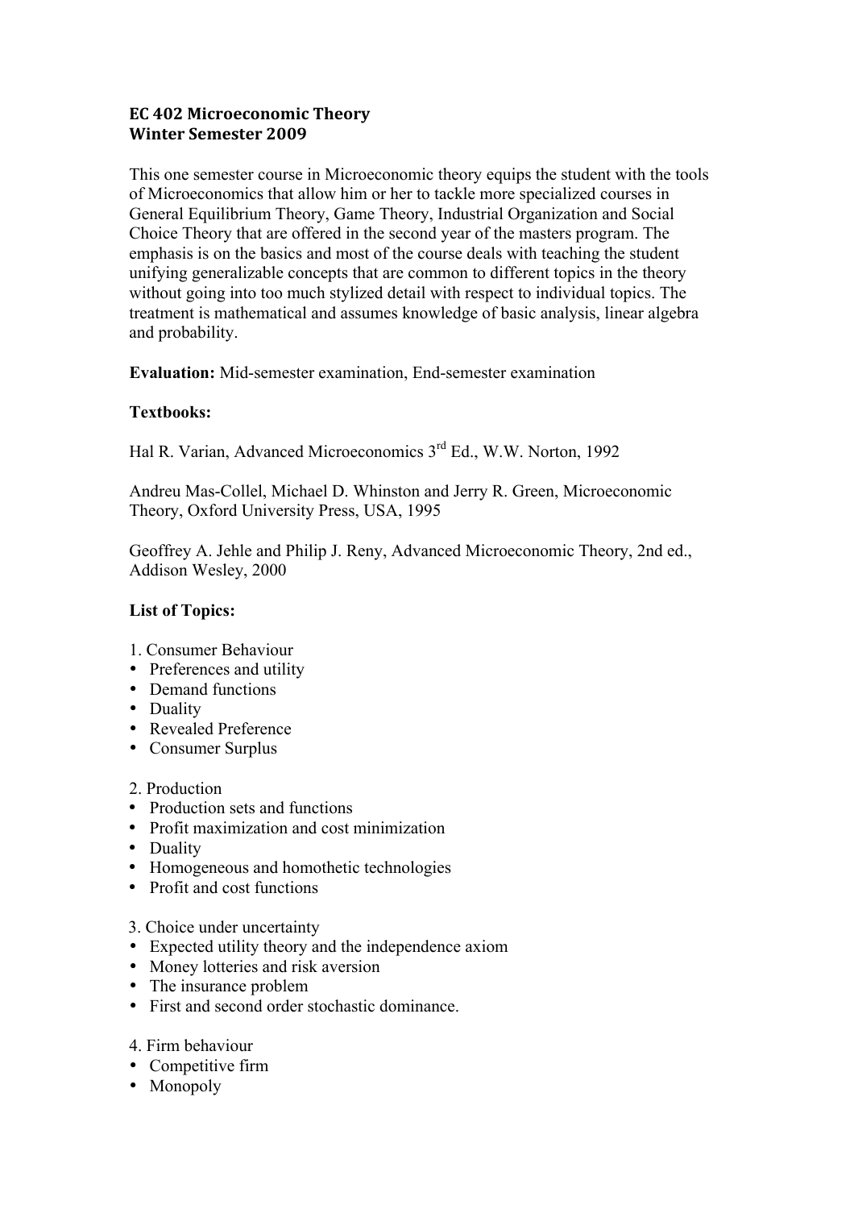# EC 402 Microeconomic Theory
## Winter Semester 2009

This one semester course in Microeconomic theory equips the student with the tools of Microeconomics that allow him or her to tackle more specialized courses in General Equilibrium Theory, Game Theory, Industrial Organization and Social Choice Theory that are offered in the second year of the masters program. The emphasis is on the basics and most of the course deals with teaching the student unifying generalizable concepts that are common to different topics in the theory without going into too much stylized detail with respect to individual topics. The treatment is mathematical and assumes knowledge of basic analysis, linear algebra and probability.

**Evaluation:** Mid-semester examination, End-semester examination

**Textbooks:**

Hal R. Varian, Advanced Microeconomics 3rd Ed., W.W. Norton, 1992

Andreu Mas-Collel, Michael D. Whinston and Jerry R. Green, Microeconomic Theory, Oxford University Press, USA, 1995

Geoffrey A. Jehle and Philip J. Reny, Advanced Microeconomic Theory, 2nd ed., Addison Wesley, 2000

**List of Topics:**

1. Consumer Behaviour
- Preferences and utility
- Demand functions
- Duality
- Revealed Preference
- Consumer Surplus

2. Production
- Production sets and functions
- Profit maximization and cost minimization
- Duality
- Homogeneous and homothetic technologies
- Profit and cost functions

3. Choice under uncertainty
- Expected utility theory and the independence axiom
- Money lotteries and risk aversion
- The insurance problem
- First and second order stochastic dominance.

4. Firm behaviour
- Competitive firm
- Monopoly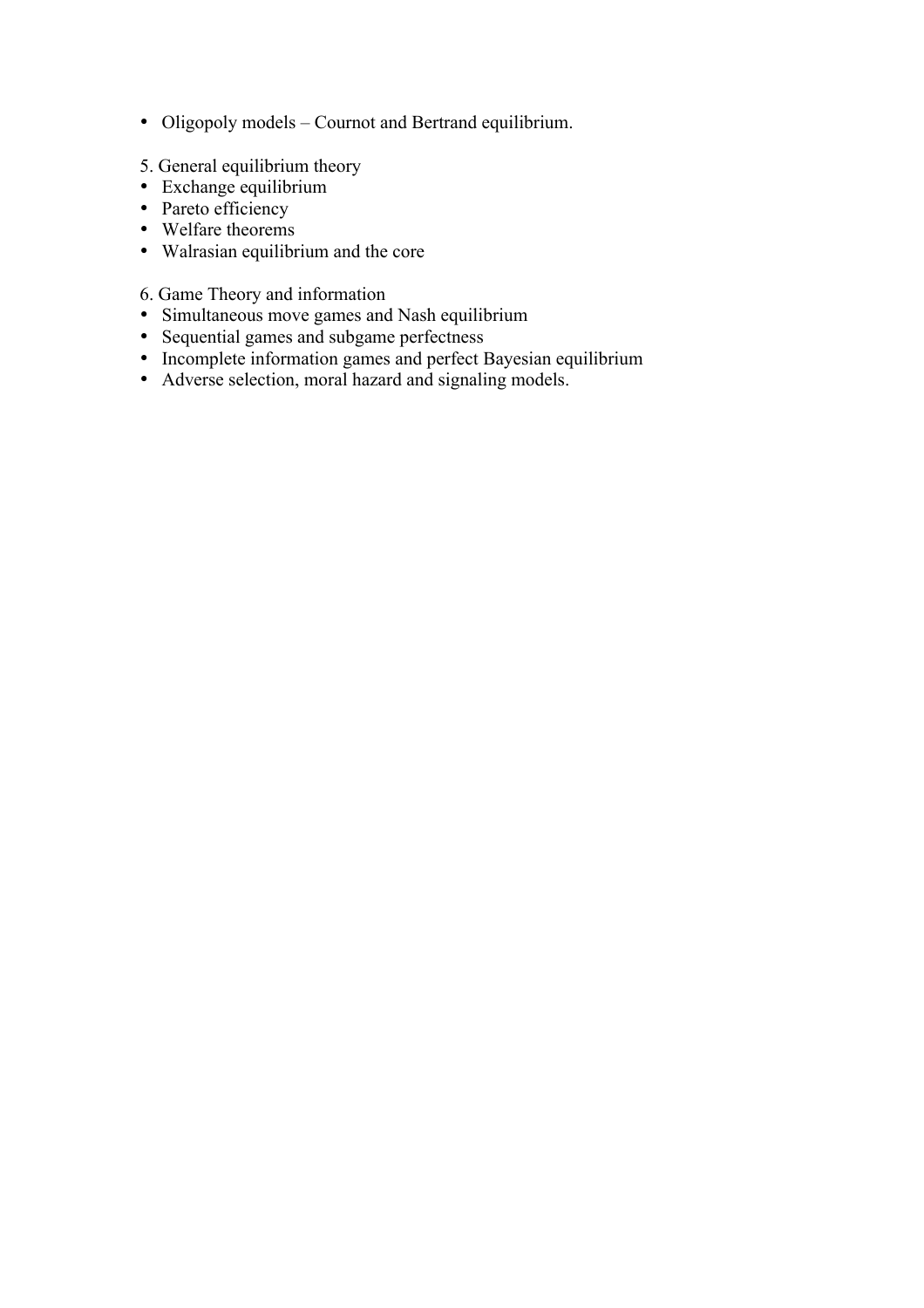- Oligopoly models – Cournot and Bertrand equilibrium.

5. General equilibrium theory
- Exchange equilibrium
- Pareto efficiency
- Welfare theorems
- Walrasian equilibrium and the core

6. Game Theory and information
- Simultaneous move games and Nash equilibrium
- Sequential games and subgame perfectness
- Incomplete information games and perfect Bayesian equilibrium
- Adverse selection, moral hazard and signaling models.